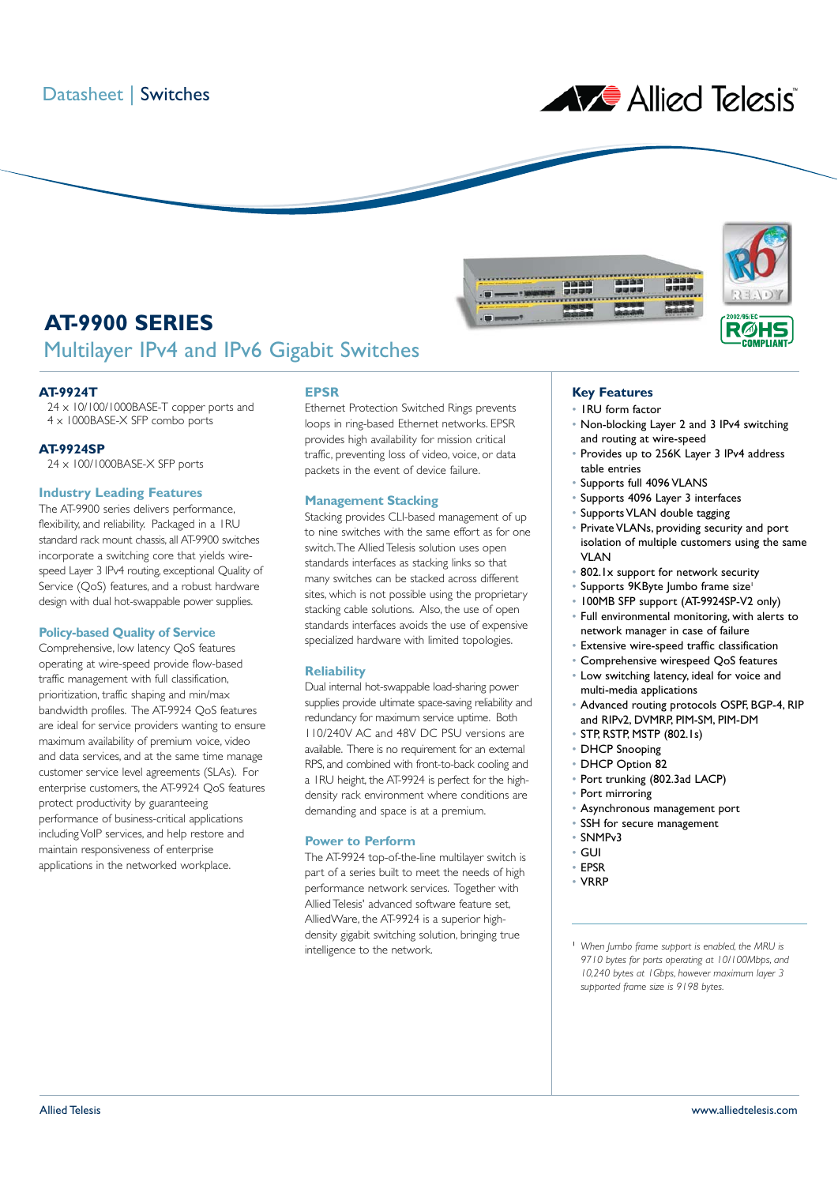Datasheet | Switches

# AT-9900 SERIES

## Multilayer IPv4 and IPv6 Gigabit Switches

**AT-9924T**

24 x 10/100/1000BASE-T copper ports and 4 x 1000BASE-X SFP combo ports

**AT-9924SP**

24 x 100/1000BASE-X SFP ports

### Industry Leading Features

The AT-9900 series delivers performance, flexibility, and reliability. Packaged in a 1RU standard rack mount chassis, all AT-9900 switches incorporate a switching core that yields wire-speed Layer 3 IPv4 routing, exceptional Quality of Service (QoS) features, and a robust hardware design with dual hot-swappable power supplies.

### Policy-based Quality of Service

Comprehensive, low latency QoS features operating at wire-speed provide flow-based traffic management with full classification, prioritization, traffic shaping and min/max bandwidth profiles. The AT-9924 QoS features are ideal for service providers wanting to ensure maximum availability of premium voice, video and data services, and at the same time manage customer service level agreements (SLAs). For enterprise customers, the AT-9924 QoS features protect productivity by guaranteeing performance of business-critical applications including VoIP services, and help restore and maintain responsiveness of enterprise applications in the networked workplace.

### EPSR

Ethernet Protection Switched Rings prevents loops in ring-based Ethernet networks. EPSR provides high availability for mission critical traffic, preventing loss of video, voice, or data packets in the event of device failure.

### Management Stacking

Stacking provides CLI-based management of up to nine switches with the same effort as for one switch. The Allied Telesis solution uses open standards interfaces as stacking links so that many switches can be stacked across different sites, which is not possible using the proprietary stacking cable solutions. Also, the use of open standards interfaces avoids the use of expensive specialized hardware with limited topologies.

### Reliability

Dual internal hot-swappable load-sharing power supplies provide ultimate space-saving reliability and redundancy for maximum service uptime. Both 110/240V AC and 48V DC PSU versions are available. There is no requirement for an external RPS, and combined with front-to-back cooling and a 1RU height, the AT-9924 is perfect for the high-density rack environment where conditions are demanding and space is at a premium.

### Power to Perform

The AT-9924 top-of-the-line multilayer switch is part of a series built to meet the needs of high performance network services. Together with Allied Telesis' advanced software feature set, AlliedWare, the AT-9924 is a superior high-density gigabit switching solution, bringing true intelligence to the network.

### Key Features

- 1RU form factor
- Non-blocking Layer 2 and 3 IPv4 switching and routing at wire-speed
- Provides up to 256K Layer 3 IPv4 address table entries
- Supports full 4096 VLANS
- Supports 4096 Layer 3 interfaces
- Supports VLAN double tagging
- Private VLANs, providing security and port isolation of multiple customers using the same VLAN
- 802.1x support for network security
- Supports 9KByte Jumbo frame size[1]
- 100MB SFP support (AT-9924SP-V2 only)
- Full environmental monitoring, with alerts to network manager in case of failure
- Extensive wire-speed traffic classification
- Comprehensive wirespeed QoS features
- Low switching latency, ideal for voice and multi-media applications
- Advanced routing protocols OSPF, BGP-4, RIP and RIPv2, DVMRP, PIM-SM, PIM-DM
- STP, RSTP, MSTP (802.1s)
- DHCP Snooping
- DHCP Option 82
- Port trunking (802.3ad LACP)
- Port mirroring
- Asynchronous management port
- SSH for secure management
- SNMPv3
- GUI
- EPSR
- VRRP

[1] *When Jumbo frame support is enabled, the MRU is 9710 bytes for ports operating at 10/100Mbps, and 10,240 bytes at 1Gbps, however maximum layer 3 supported frame size is 9198 bytes.*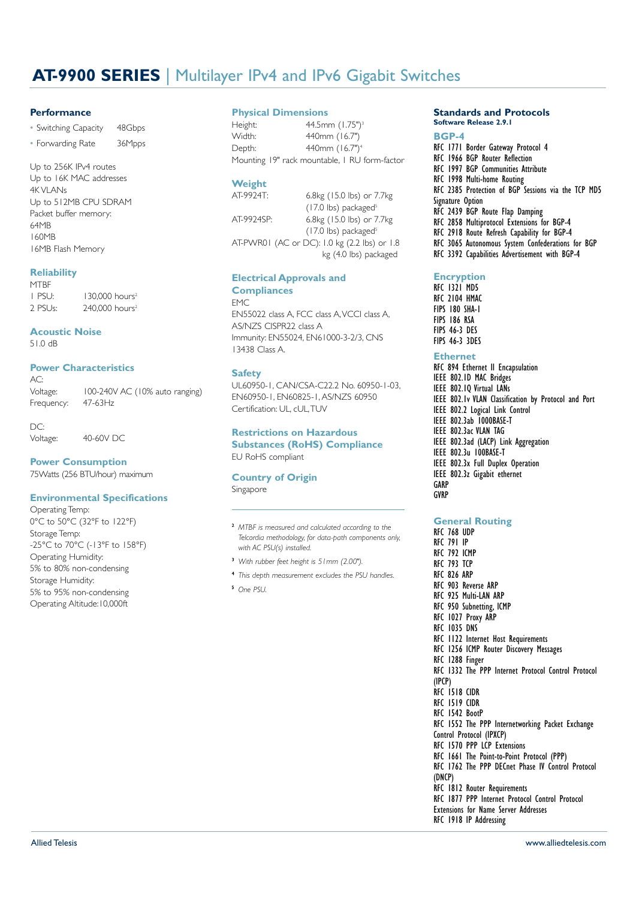# AT-9900 SERIES | Multilayer IPv4 and IPv6 Gigabit Switches

## Performance

- Switching Capacity 48Gbps
- Forwarding Rate 36Mpps

Up to 256K IPv4 routes
Up to 16K MAC addresses
4K VLANs
Up to 512MB CPU SDRAM
Packet buffer memory:
64MB
160MB
16MB Flash Memory

## Reliability

MTBF

| | |
|---|---|
| 1 PSU: | 130,000 hours[2] |
| 2 PSUs: | 240,000 hours[2] |

## Acoustic Noise

51.0 dB

## Power Characteristics

AC:

| | |
|---|---|
| Voltage: | 100-240V AC (10% auto ranging) |
| Frequency: | 47-63Hz |

DC:

| | |
|---|---|
| Voltage: | 40-60V DC |

## Power Consumption

75Watts (256 BTU/hour) maximum

## Environmental Specifications

Operating Temp:
0°C to 50°C (32°F to 122°F)
Storage Temp:
-25°C to 70°C (-13°F to 158°F)
Operating Humidity:
5% to 80% non-condensing
Storage Humidity:
5% to 95% non-condensing
Operating Altitude:10,000ft

## Physical Dimensions

| | |
|---|---|
| Height: | 44.5mm (1.75")[3] |
| Width: | 440mm (16.7") |
| Depth: | 440mm (16.7")[4] |

Mounting 19" rack mountable, 1 RU form-factor

## Weight

| | |
|---|---|
| AT-9924T: | 6.8kg (15.0 lbs) or 7.7kg (17.0 lbs) packaged[5] |
| AT-9924SP: | 6.8kg (15.0 lbs) or 7.7kg (17.0 lbs) packaged[5] |

AT-PWR01 (AC or DC): 1.0 kg (2.2 lbs) or 1.8 kg (4.0 lbs) packaged

## Electrical Approvals and Compliances

EMC
EN55022 class A, FCC class A, VCCI class A, AS/NZS CISPR22 class A
Immunity: EN55024, EN61000-3-2/3, CNS 13438 Class A.

## Safety

UL60950-1, CAN/CSA-C22.2 No. 60950-1-03, EN60950-1, EN60825-1, AS/NZS 60950
Certification: UL, cUL, TUV

## Restrictions on Hazardous Substances (RoHS) Compliance

EU RoHS compliant

## Country of Origin

Singapore

---

[2] *MTBF is measured and calculated according to the Telcordia methodology, for data-path components only, with AC PSU(s) installed.*

[3] *With rubber feet height is 51mm (2.00").*

[4] *This depth measurement excludes the PSU handles.*

[5] *One PSU.*

## Standards and Protocols

**Software Release 2.9.1**

### BGP-4

RFC 1771 Border Gateway Protocol 4
RFC 1966 BGP Router Reflection
RFC 1997 BGP Communities Attribute
RFC 1998 Multi-home Routing
RFC 2385 Protection of BGP Sessions via the TCP MD5 Signature Option
RFC 2439 BGP Route Flap Damping
RFC 2858 Multiprotocol Extensions for BGP-4
RFC 2918 Route Refresh Capability for BGP-4
RFC 3065 Autonomous System Confederations for BGP
RFC 3392 Capabilities Advertisement with BGP-4

### Encryption

RFC 1321 MD5
RFC 2104 HMAC
FIPS 180 SHA-1
FIPS 186 RSA
FIPS 46-3 DES
FIPS 46-3 3DES

### Ethernet

RFC 894 Ethernet II Encapsulation
IEEE 802.1D MAC Bridges
IEEE 802.1Q Virtual LANs
IEEE 802.1v VLAN Classification by Protocol and Port
IEEE 802.2 Logical Link Control
IEEE 802.3ab 1000BASE-T
IEEE 802.3ac VLAN TAG
IEEE 802.3ad (LACP) Link Aggregation
IEEE 802.3u 100BASE-T
IEEE 802.3x Full Duplex Operation
IEEE 802.3z Gigabit ethernet
GARP
GVRP

### General Routing

RFC 768 UDP
RFC 791 IP
RFC 792 ICMP
RFC 793 TCP
RFC 826 ARP
RFC 903 Reverse ARP
RFC 925 Multi-LAN ARP
RFC 950 Subnetting, ICMP
RFC 1027 Proxy ARP
RFC 1035 DNS
RFC 1122 Internet Host Requirements
RFC 1256 ICMP Router Discovery Messages
RFC 1288 Finger
RFC 1332 The PPP Internet Protocol Control Protocol (IPCP)
RFC 1518 CIDR
RFC 1519 CIDR
RFC 1542 BootP
RFC 1552 The PPP Internetworking Packet Exchange Control Protocol (IPXCP)
RFC 1570 PPP LCP Extensions
RFC 1661 The Point-to-Point Protocol (PPP)
RFC 1762 The PPP DECnet Phase IV Control Protocol (DNCP)
RFC 1812 Router Requirements
RFC 1877 PPP Internet Protocol Control Protocol Extensions for Name Server Addresses
RFC 1918 IP Addressing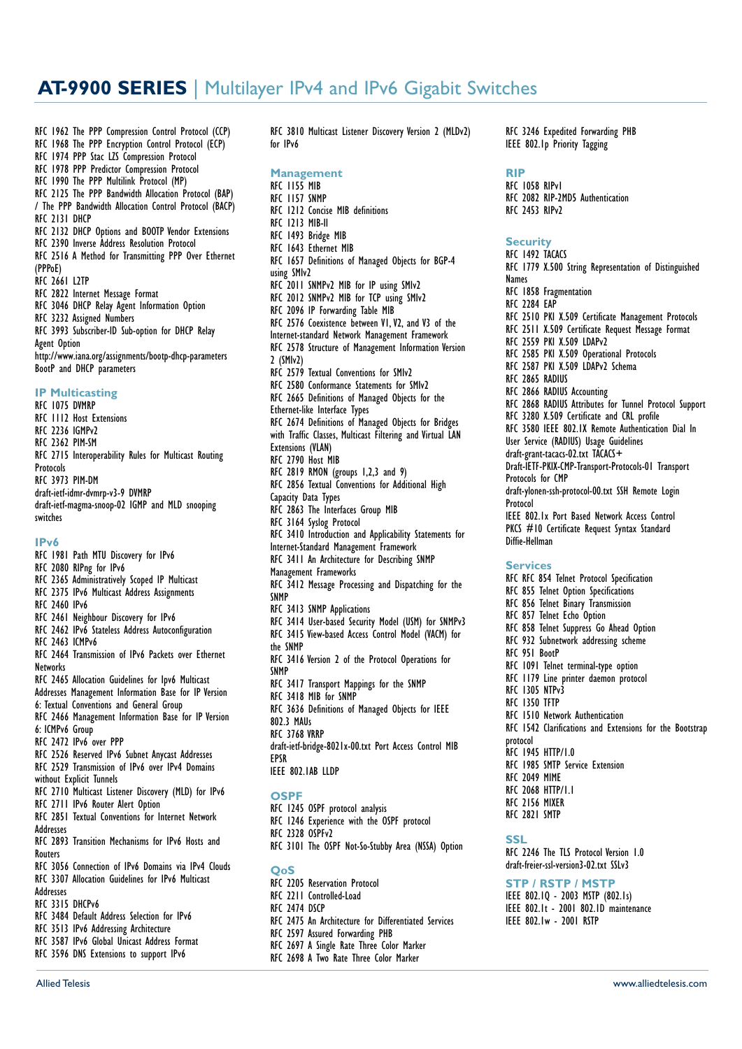# AT-9900 SERIES | Multilayer IPv4 and IPv6 Gigabit Switches

RFC 1962 The PPP Compression Control Protocol (CCP)
RFC 1968 The PPP Encryption Control Protocol (ECP)
RFC 1974 PPP Stac LZS Compression Protocol
RFC 1978 PPP Predictor Compression Protocol
RFC 1990 The PPP Multilink Protocol (MP)
RFC 2125 The PPP Bandwidth Allocation Protocol (BAP) / The PPP Bandwidth Allocation Control Protocol (BACP)
RFC 2131 DHCP
RFC 2132 DHCP Options and BOOTP Vendor Extensions
RFC 2390 Inverse Address Resolution Protocol
RFC 2516 A Method for Transmitting PPP Over Ethernet (PPPoE)
RFC 2661 L2TP
RFC 2822 Internet Message Format
RFC 3046 DHCP Relay Agent Information Option
RFC 3232 Assigned Numbers
RFC 3993 Subscriber-ID Sub-option for DHCP Relay Agent Option
http://www.iana.org/assignments/bootp-dhcp-parameters BootP and DHCP parameters

### IP Multicasting

RFC 1075 DVMRP
RFC 1112 Host Extensions
RFC 2236 IGMPv2
RFC 2362 PIM-SM
RFC 2715 Interoperability Rules for Multicast Routing Protocols
RFC 3973 PIM-DM
draft-ietf-idmr-dvmrp-v3-9 DVMRP
draft-ietf-magma-snoop-02 IGMP and MLD snooping switches

### IPv6

RFC 1981 Path MTU Discovery for IPv6
RFC 2080 RIPng for IPv6
RFC 2365 Administratively Scoped IP Multicast
RFC 2375 IPv6 Multicast Address Assignments
RFC 2460 IPv6
RFC 2461 Neighbour Discovery for IPv6
RFC 2462 IPv6 Stateless Address Autoconfiguration
RFC 2463 ICMPv6
RFC 2464 Transmission of IPv6 Packets over Ethernet Networks
RFC 2465 Allocation Guidelines for Ipv6 Multicast Addresses Management Information Base for IP Version 6: Textual Conventions and General Group
RFC 2466 Management Information Base for IP Version 6: ICMPv6 Group
RFC 2472 IPv6 over PPP
RFC 2526 Reserved IPv6 Subnet Anycast Addresses
RFC 2529 Transmission of IPv6 over IPv4 Domains without Explicit Tunnels
RFC 2710 Multicast Listener Discovery (MLD) for IPv6
RFC 2711 IPv6 Router Alert Option
RFC 2851 Textual Conventions for Internet Network Addresses
RFC 2893 Transition Mechanisms for IPv6 Hosts and Routers
RFC 3056 Connection of IPv6 Domains via IPv4 Clouds
RFC 3307 Allocation Guidelines for IPv6 Multicast Addresses
RFC 3315 DHCPv6
RFC 3484 Default Address Selection for IPv6
RFC 3513 IPv6 Addressing Architecture
RFC 3587 IPv6 Global Unicast Address Format
RFC 3596 DNS Extensions to support IPv6
RFC 3810 Multicast Listener Discovery Version 2 (MLDv2) for IPv6

### Management

RFC 1155 MIB
RFC 1157 SNMP
RFC 1212 Concise MIB definitions
RFC 1213 MIB-II
RFC 1493 Bridge MIB
RFC 1643 Ethernet MIB
RFC 1657 Definitions of Managed Objects for BGP-4 using SMIv2
RFC 2011 SNMPv2 MIB for IP using SMIv2
RFC 2012 SNMPv2 MIB for TCP using SMIv2
RFC 2096 IP Forwarding Table MIB
RFC 2576 Coexistence between V1, V2, and V3 of the Internet-standard Network Management Framework
RFC 2578 Structure of Management Information Version 2 (SMIv2)
RFC 2579 Textual Conventions for SMIv2
RFC 2580 Conformance Statements for SMIv2
RFC 2665 Definitions of Managed Objects for the Ethernet-like Interface Types
RFC 2674 Definitions of Managed Objects for Bridges with Traffic Classes, Multicast Filtering and Virtual LAN Extensions (VLAN)
RFC 2790 Host MIB
RFC 2819 RMON (groups 1,2,3 and 9)
RFC 2856 Textual Conventions for Additional High Capacity Data Types
RFC 2863 The Interfaces Group MIB
RFC 3164 Syslog Protocol
RFC 3410 Introduction and Applicability Statements for Internet-Standard Management Framework
RFC 3411 An Architecture for Describing SNMP Management Frameworks
RFC 3412 Message Processing and Dispatching for the SNMP
RFC 3413 SNMP Applications
RFC 3414 User-based Security Model (USM) for SNMPv3
RFC 3415 View-based Access Control Model (VACM) for the SNMP
RFC 3416 Version 2 of the Protocol Operations for SNMP
RFC 3417 Transport Mappings for the SNMP
RFC 3418 MIB for SNMP
RFC 3636 Definitions of Managed Objects for IEEE 802.3 MAUs
RFC 3768 VRRP
draft-ietf-bridge-8021x-00.txt Port Access Control MIB
EPSR
IEEE 802.1AB LLDP

### OSPF

RFC 1245 OSPF protocol analysis
RFC 1246 Experience with the OSPF protocol
RFC 2328 OSPFv2
RFC 3101 The OSPF Not-So-Stubby Area (NSSA) Option

### QoS

RFC 2205 Reservation Protocol
RFC 2211 Controlled-Load
RFC 2474 DSCP
RFC 2475 An Architecture for Differentiated Services
RFC 2597 Assured Forwarding PHB
RFC 2697 A Single Rate Three Color Marker
RFC 2698 A Two Rate Three Color Marker
RFC 3246 Expedited Forwarding PHB
IEEE 802.1p Priority Tagging

### RIP

RFC 1058 RIPv1
RFC 2082 RIP-2MD5 Authentication
RFC 2453 RIPv2

### Security

RFC 1492 TACACS
RFC 1779 X.500 String Representation of Distinguished Names
RFC 1858 Fragmentation
RFC 2284 EAP
RFC 2510 PKI X.509 Certificate Management Protocols
RFC 2511 X.509 Certificate Request Message Format
RFC 2559 PKI X.509 LDAPv2
RFC 2585 PKI X.509 Operational Protocols
RFC 2587 PKI X.509 LDAPv2 Schema
RFC 2865 RADIUS
RFC 2866 RADIUS Accounting
RFC 2868 RADIUS Attributes for Tunnel Protocol Support
RFC 3280 X.509 Certificate and CRL profile
RFC 3580 IEEE 802.1X Remote Authentication Dial In User Service (RADIUS) Usage Guidelines
draft-grant-tacacs-02.txt TACACS+
Draft-IETF-PKIX-CMP-Transport-Protocols-01 Transport Protocols for CMP
draft-ylonen-ssh-protocol-00.txt SSH Remote Login Protocol
IEEE 802.1x Port Based Network Access Control
PKCS #10 Certificate Request Syntax Standard
Diffie-Hellman

### Services

RFC RFC 854 Telnet Protocol Specification
RFC 855 Telnet Option Specifications
RFC 856 Telnet Binary Transmission
RFC 857 Telnet Echo Option
RFC 858 Telnet Suppress Go Ahead Option
RFC 932 Subnetwork addressing scheme
RFC 951 BootP
RFC 1091 Telnet terminal-type option
RFC 1179 Line printer daemon protocol
RFC 1305 NTPv3
RFC 1350 TFTP
RFC 1510 Network Authentication
RFC 1542 Clarifications and Extensions for the Bootstrap protocol
RFC 1945 HTTP/1.0
RFC 1985 SMTP Service Extension
RFC 2049 MIME
RFC 2068 HTTP/1.1
RFC 2156 MIXER
RFC 2821 SMTP

### SSL

RFC 2246 The TLS Protocol Version 1.0
draft-freier-ssl-version3-02.txt SSLv3

### STP / RSTP / MSTP

IEEE 802.1Q - 2003 MSTP (802.1s)
IEEE 802.1t - 2001 802.1D maintenance
IEEE 802.1w - 2001 RSTP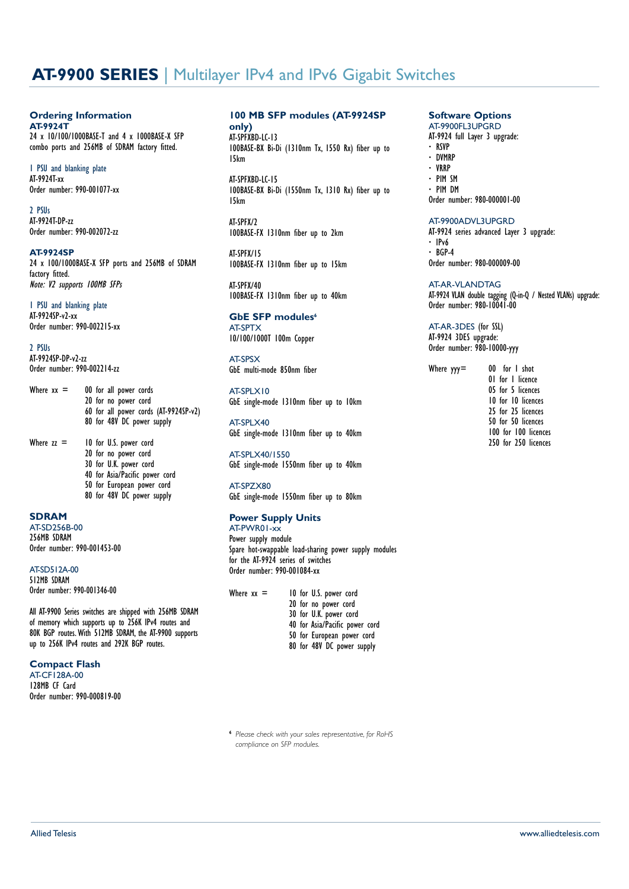# AT-9900 SERIES | Multilayer IPv4 and IPv6 Gigabit Switches

## Ordering Information

**AT-9924T**
24 x 10/100/1000BASE-T and 4 x 1000BASE-X SFP combo ports and 256MB of SDRAM factory fitted.

1 PSU and blanking plate
AT-9924T-xx
Order number: 990-001077-xx

2 PSUs
AT-9924T-DP-zz
Order number: 990-002072-zz

**AT-9924SP**
24 x 100/1000BASE-X SFP ports and 256MB of SDRAM factory fitted.
*Note: V2 supports 100MB SFPs*

1 PSU and blanking plate
AT-9924SP-v2-xx
Order number: 990-002215-xx

2 PSUs
AT-9924SP-DP-v2-zz
Order number: 990-002214-zz

Where xx =
- 00 for all power cords
- 20 for no power cord
- 60 for all power cords (AT-9924SP-v2)
- 80 for 48V DC power supply

Where zz =
- 10 for U.S. power cord
- 20 for no power cord
- 30 for U.K. power cord
- 40 for Asia/Pacific power cord
- 50 for European power cord
- 80 for 48V DC power supply

## SDRAM

AT-SD256B-00
256MB SDRAM
Order number: 990-001453-00

AT-SD512A-00
512MB SDRAM
Order number: 990-001346-00

All AT-9900 Series switches are shipped with 256MB SDRAM of memory which supports up to 256K IPv4 routes and 80K BGP routes. With 512MB SDRAM, the AT-9900 supports up to 256K IPv4 routes and 292K BGP routes.

## Compact Flash

AT-CF128A-00
128MB CF Card
Order number: 990-000819-00

## 100 MB SFP modules (AT-9924SP only)

AT-SPFXBD-LC-13
100BASE-BX Bi-Di (1310nm Tx, 1550 Rx) fiber up to 15km

AT-SPFXBD-LC-15
100BASE-BX Bi-Di (1550nm Tx, 1310 Rx) fiber up to 15km

AT-SPFX/2
100BASE-FX 1310nm fiber up to 2km

AT-SPFX/15
100BASE-FX 1310nm fiber up to 15km

AT-SPFX/40
100BASE-FX 1310nm fiber up to 40km

## GbE SFP modules[6]

AT-SPTX
10/100/1000T 100m Copper

AT-SPSX
GbE multi-mode 850nm fiber

AT-SPLX10
GbE single-mode 1310nm fiber up to 10km

AT-SPLX40
GbE single-mode 1310nm fiber up to 40km

AT-SPLX40/1550
GbE single-mode 1550nm fiber up to 40km

AT-SPZX80
GbE single-mode 1550nm fiber up to 80km

## Power Supply Units

AT-PWR01-xx
Power supply module
Spare hot-swappable load-sharing power supply modules for the AT-9924 series of switches
Order number: 990-001084-xx

Where xx =
- 10 for U.S. power cord
- 20 for no power cord
- 30 for U.K. power cord
- 40 for Asia/Pacific power cord
- 50 for European power cord
- 80 for 48V DC power supply

[6] *Please check with your sales representative, for RoHS compliance on SFP modules.*

## Software Options

AT-9900FL3UPGRD
AT-9924 full Layer 3 upgrade:
- RSVP
- DVMRP
- VRRP
- PIM SM
- PIM DM

Order number: 980-000001-00

AT-9900ADVL3UPGRD
AT-9924 series advanced Layer 3 upgrade:
- IPv6
- BGP-4

Order number: 980-000009-00

AT-AR-VLANDTAG
AT-9924 VLAN double tagging (Q-in-Q / Nested VLANs) upgrade:
Order number: 980-10041-00

AT-AR-3DES (for SSL)
AT-9924 3DES upgrade:
Order number: 980-10000-yyy

Where yyy=
- 00 for 1 shot
- 01 for 1 licence
- 05 for 5 licences
- 10 for 10 licences
- 25 for 25 licences
- 50 for 50 licences
- 100 for 100 licences
- 250 for 250 licences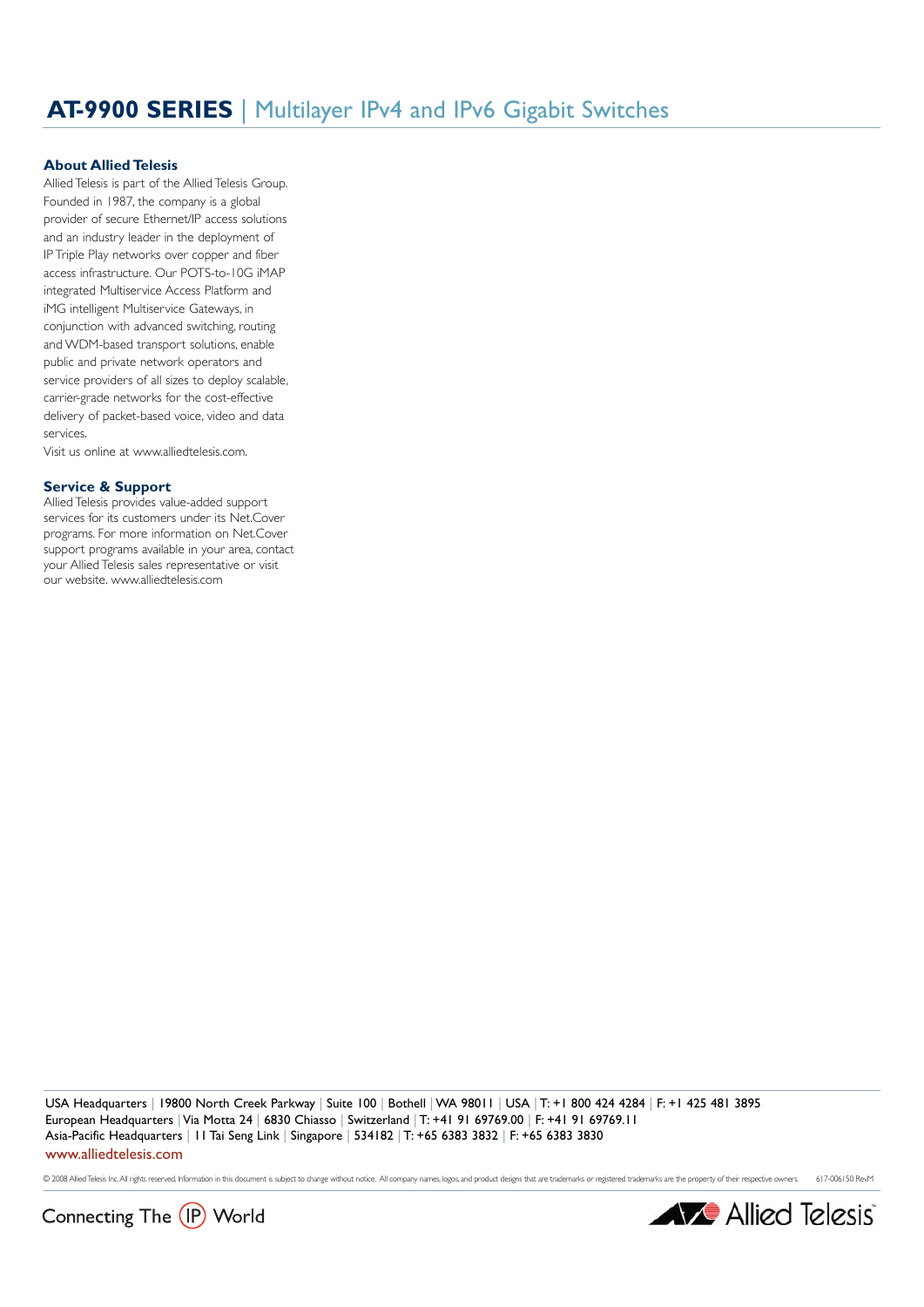# AT-9900 SERIES | Multilayer IPv4 and IPv6 Gigabit Switches

## About Allied Telesis

Allied Telesis is part of the Allied Telesis Group. Founded in 1987, the company is a global provider of secure Ethernet/IP access solutions and an industry leader in the deployment of IP Triple Play networks over copper and fiber access infrastructure. Our POTS-to-10G iMAP integrated Multiservice Access Platform and iMG intelligent Multiservice Gateways, in conjunction with advanced switching, routing and WDM-based transport solutions, enable public and private network operators and service providers of all sizes to deploy scalable, carrier-grade networks for the cost-effective delivery of packet-based voice, video and data services.

Visit us online at www.alliedtelesis.com.

## Service & Support

Allied Telesis provides value-added support services for its customers under its Net.Cover programs. For more information on Net.Cover support programs available in your area, contact your Allied Telesis sales representative or visit our website. www.alliedtelesis.com

USA Headquarters | 19800 North Creek Parkway | Suite 100 | Bothell | WA 98011 | USA | T: +1 800 424 4284 | F: +1 425 481 3895
European Headquarters | Via Motta 24 | 6830 Chiasso | Switzerland | T: +41 91 69769.00 | F: +41 91 69769.11
Asia-Pacific Headquarters | 11 Tai Seng Link | Singapore | 534182 | T: +65 6383 3832 | F: +65 6383 3830
www.alliedtelesis.com

© 2008 Allied Telesis Inc. All rights reserved. Information in this document is subject to change without notice. All company names, logos, and product designs that are trademarks or registered trademarks are the property of their respective owners. 617-006150 RevM

Connecting The IP World

Allied Telesis